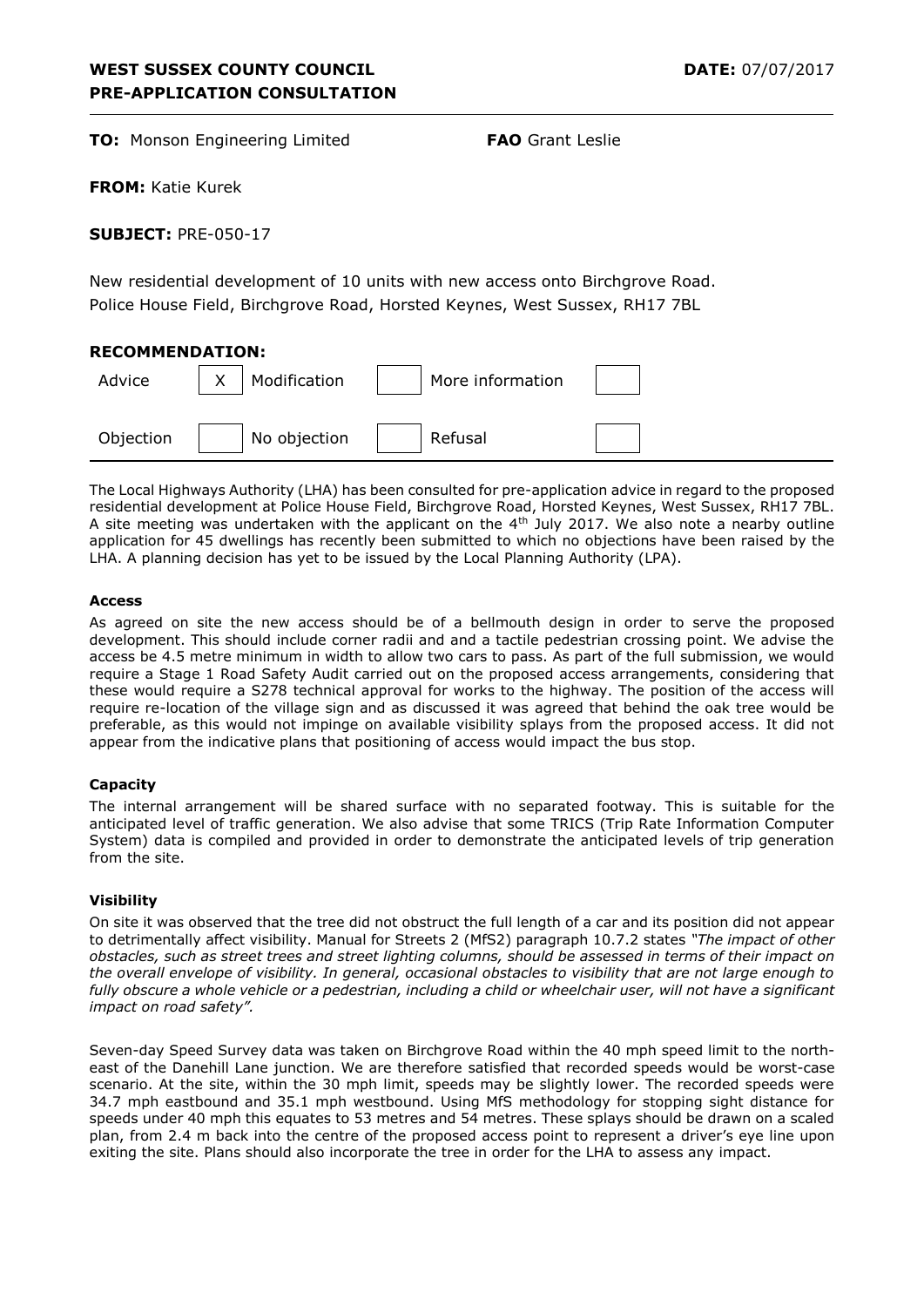**WEST SUSSEX COUNTY COUNCIL**
**PRE-APPLICATION CONSULTATION**

**DATE:** 07/07/2017

---

**TO:** Monson Engineering Limited **FAO** Grant Leslie

**FROM:** Katie Kurek

**SUBJECT:** PRE-050-17

New residential development of 10 units with new access onto Birchgrove Road.
Police House Field, Birchgrove Road, Horsted Keynes, West Sussex, RH17 7BL

**RECOMMENDATION:**

| Advice | X | Modification | | More information | |
|---|---|---|---|---|---|
| Objection | | No objection | | Refusal | |

The Local Highways Authority (LHA) has been consulted for pre-application advice in regard to the proposed residential development at Police House Field, Birchgrove Road, Horsted Keynes, West Sussex, RH17 7BL. A site meeting was undertaken with the applicant on the 4th July 2017. We also note a nearby outline application for 45 dwellings has recently been submitted to which no objections have been raised by the LHA. A planning decision has yet to be issued by the Local Planning Authority (LPA).

**Access**

As agreed on site the new access should be of a bellmouth design in order to serve the proposed development. This should include corner radii and and a tactile pedestrian crossing point. We advise the access be 4.5 metre minimum in width to allow two cars to pass. As part of the full submission, we would require a Stage 1 Road Safety Audit carried out on the proposed access arrangements, considering that these would require a S278 technical approval for works to the highway. The position of the access will require re-location of the village sign and as discussed it was agreed that behind the oak tree would be preferable, as this would not impinge on available visibility splays from the proposed access. It did not appear from the indicative plans that positioning of access would impact the bus stop.

**Capacity**

The internal arrangement will be shared surface with no separated footway. This is suitable for the anticipated level of traffic generation. We also advise that some TRICS (Trip Rate Information Computer System) data is compiled and provided in order to demonstrate the anticipated levels of trip generation from the site.

**Visibility**

On site it was observed that the tree did not obstruct the full length of a car and its position did not appear to detrimentally affect visibility. Manual for Streets 2 (MfS2) paragraph 10.7.2 states *"The impact of other obstacles, such as street trees and street lighting columns, should be assessed in terms of their impact on the overall envelope of visibility. In general, occasional obstacles to visibility that are not large enough to fully obscure a whole vehicle or a pedestrian, including a child or wheelchair user, will not have a significant impact on road safety".*

Seven-day Speed Survey data was taken on Birchgrove Road within the 40 mph speed limit to the north-east of the Danehill Lane junction. We are therefore satisfied that recorded speeds would be worst-case scenario. At the site, within the 30 mph limit, speeds may be slightly lower. The recorded speeds were 34.7 mph eastbound and 35.1 mph westbound. Using MfS methodology for stopping sight distance for speeds under 40 mph this equates to 53 metres and 54 metres. These splays should be drawn on a scaled plan, from 2.4 m back into the centre of the proposed access point to represent a driver's eye line upon exiting the site. Plans should also incorporate the tree in order for the LHA to assess any impact.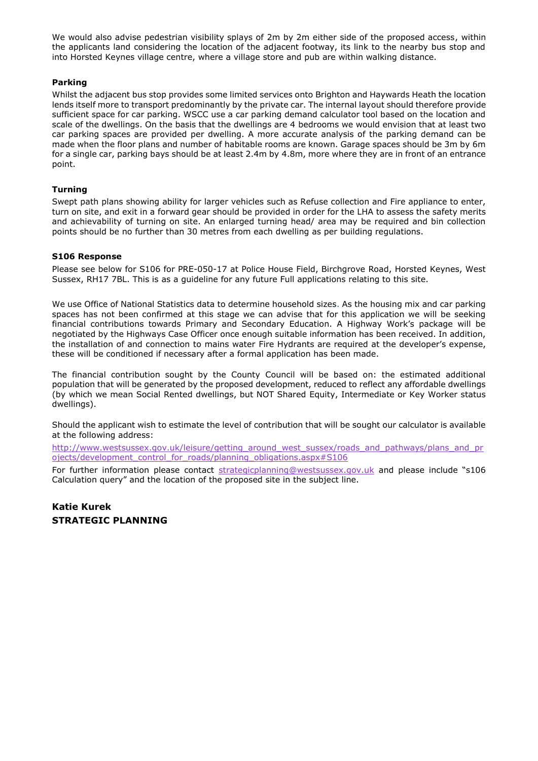We would also advise pedestrian visibility splays of 2m by 2m either side of the proposed access, within the applicants land considering the location of the adjacent footway, its link to the nearby bus stop and into Horsted Keynes village centre, where a village store and pub are within walking distance.

**Parking**

Whilst the adjacent bus stop provides some limited services onto Brighton and Haywards Heath the location lends itself more to transport predominantly by the private car. The internal layout should therefore provide sufficient space for car parking. WSCC use a car parking demand calculator tool based on the location and scale of the dwellings. On the basis that the dwellings are 4 bedrooms we would envision that at least two car parking spaces are provided per dwelling. A more accurate analysis of the parking demand can be made when the floor plans and number of habitable rooms are known. Garage spaces should be 3m by 6m for a single car, parking bays should be at least 2.4m by 4.8m, more where they are in front of an entrance point.

**Turning**

Swept path plans showing ability for larger vehicles such as Refuse collection and Fire appliance to enter, turn on site, and exit in a forward gear should be provided in order for the LHA to assess the safety merits and achievability of turning on site. An enlarged turning head/ area may be required and bin collection points should be no further than 30 metres from each dwelling as per building regulations.

**S106 Response**

Please see below for S106 for PRE-050-17 at Police House Field, Birchgrove Road, Horsted Keynes, West Sussex, RH17 7BL. This is as a guideline for any future Full applications relating to this site.

We use Office of National Statistics data to determine household sizes. As the housing mix and car parking spaces has not been confirmed at this stage we can advise that for this application we will be seeking financial contributions towards Primary and Secondary Education. A Highway Work's package will be negotiated by the Highways Case Officer once enough suitable information has been received. In addition, the installation of and connection to mains water Fire Hydrants are required at the developer's expense, these will be conditioned if necessary after a formal application has been made.

The financial contribution sought by the County Council will be based on: the estimated additional population that will be generated by the proposed development, reduced to reflect any affordable dwellings (by which we mean Social Rented dwellings, but NOT Shared Equity, Intermediate or Key Worker status dwellings).

Should the applicant wish to estimate the level of contribution that will be sought our calculator is available at the following address:

http://www.westsussex.gov.uk/leisure/getting_around_west_sussex/roads_and_pathways/plans_and_projects/development_control_for_roads/planning_obligations.aspx#S106

For further information please contact strategicplanning@westsussex.gov.uk and please include "s106 Calculation query" and the location of the proposed site in the subject line.

**Katie Kurek**
**STRATEGIC PLANNING**